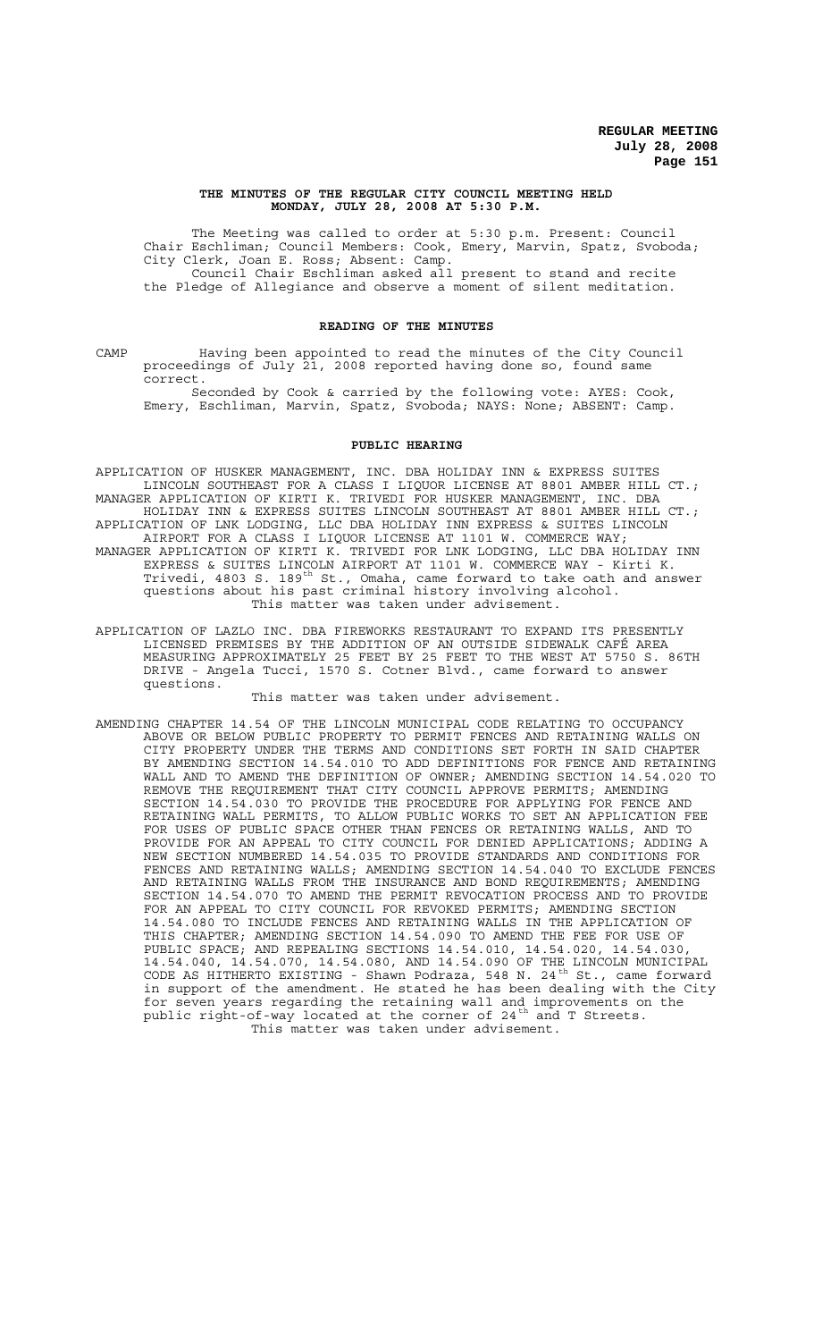# THE MINUTES OF THE REGULAR CITY COUNCIL MEETING HELD MONDAY, JULY 28, 2008 AT 5:30 P.M.

The Meeting was called to order at 5:30 p.m. Present: Council Chair Eschliman; Council Members: Cook, Emery, Marvin, Spatz, Svoboda; City Clerk, Joan E. Ross; Absent: Camp.

Council Chair Eschliman asked all present to stand and recite the Pledge of Allegiance and observe a moment of silent meditation.

## READING OF THE MINUTES

CAMP Having been appointed to read the minutes of the City Council proceedings of July 21, 2008 reported having done so, found same correct.

Seconded by Cook & carried by the following vote: AYES: Cook, Emery, Eschliman, Marvin, Spatz, Svoboda; NAYS: None; ABSENT: Camp.

## PUBLIC HEARING

APPLICATION OF HUSKER MANAGEMENT, INC. DBA HOLIDAY INN & EXPRESS SUITES LINCOLN SOUTHEAST FOR A CLASS I LIQUOR LICENSE AT 8801 AMBER HILL CT.;
MANAGER APPLICATION OF KIRTI K. TRIVEDI FOR HUSKER MANAGEMENT, INC. DBA HOLIDAY INN & EXPRESS SUITES LINCOLN SOUTHEAST AT 8801 AMBER HILL CT.;
APPLICATION OF LNK LODGING, LLC DBA HOLIDAY INN EXPRESS & SUITES LINCOLN AIRPORT FOR A CLASS I LIQUOR LICENSE AT 1101 W. COMMERCE WAY;
MANAGER APPLICATION OF KIRTI K. TRIVEDI FOR LNK LODGING, LLC DBA HOLIDAY INN EXPRESS & SUITES LINCOLN AIRPORT AT 1101 W. COMMERCE WAY - Kirti K. Trivedi, 4803 S. 189th St., Omaha, came forward to take oath and answer questions about his past criminal history involving alcohol.

This matter was taken under advisement.

APPLICATION OF LAZLO INC. DBA FIREWORKS RESTAURANT TO EXPAND ITS PRESENTLY LICENSED PREMISES BY THE ADDITION OF AN OUTSIDE SIDEWALK CAFÉ AREA MEASURING APPROXIMATELY 25 FEET BY 25 FEET TO THE WEST AT 5750 S. 86TH DRIVE - Angela Tucci, 1570 S. Cotner Blvd., came forward to answer questions.

This matter was taken under advisement.

AMENDING CHAPTER 14.54 OF THE LINCOLN MUNICIPAL CODE RELATING TO OCCUPANCY ABOVE OR BELOW PUBLIC PROPERTY TO PERMIT FENCES AND RETAINING WALLS ON CITY PROPERTY UNDER THE TERMS AND CONDITIONS SET FORTH IN SAID CHAPTER BY AMENDING SECTION 14.54.010 TO ADD DEFINITIONS FOR FENCE AND RETAINING WALL AND TO AMEND THE DEFINITION OF OWNER; AMENDING SECTION 14.54.020 TO REMOVE THE REQUIREMENT THAT CITY COUNCIL APPROVE PERMITS; AMENDING SECTION 14.54.030 TO PROVIDE THE PROCEDURE FOR APPLYING FOR FENCE AND RETAINING WALL PERMITS, TO ALLOW PUBLIC WORKS TO SET AN APPLICATION FEE FOR USES OF PUBLIC SPACE OTHER THAN FENCES OR RETAINING WALLS, AND TO PROVIDE FOR AN APPEAL TO CITY COUNCIL FOR DENIED APPLICATIONS; ADDING A NEW SECTION NUMBERED 14.54.035 TO PROVIDE STANDARDS AND CONDITIONS FOR FENCES AND RETAINING WALLS; AMENDING SECTION 14.54.040 TO EXCLUDE FENCES AND RETAINING WALLS FROM THE INSURANCE AND BOND REQUIREMENTS; AMENDING SECTION 14.54.070 TO AMEND THE PERMIT REVOCATION PROCESS AND TO PROVIDE FOR AN APPEAL TO CITY COUNCIL FOR REVOKED PERMITS; AMENDING SECTION 14.54.080 TO INCLUDE FENCES AND RETAINING WALLS IN THE APPLICATION OF THIS CHAPTER; AMENDING SECTION 14.54.090 TO AMEND THE FEE FOR USE OF PUBLIC SPACE; AND REPEALING SECTIONS 14.54.010, 14.54.020, 14.54.030, 14.54.040, 14.54.070, 14.54.080, AND 14.54.090 OF THE LINCOLN MUNICIPAL CODE AS HITHERTO EXISTING - Shawn Podraza, 548 N. 24th St., came forward in support of the amendment. He stated he has been dealing with the City for seven years regarding the retaining wall and improvements on the public right-of-way located at the corner of 24th and T Streets.

This matter was taken under advisement.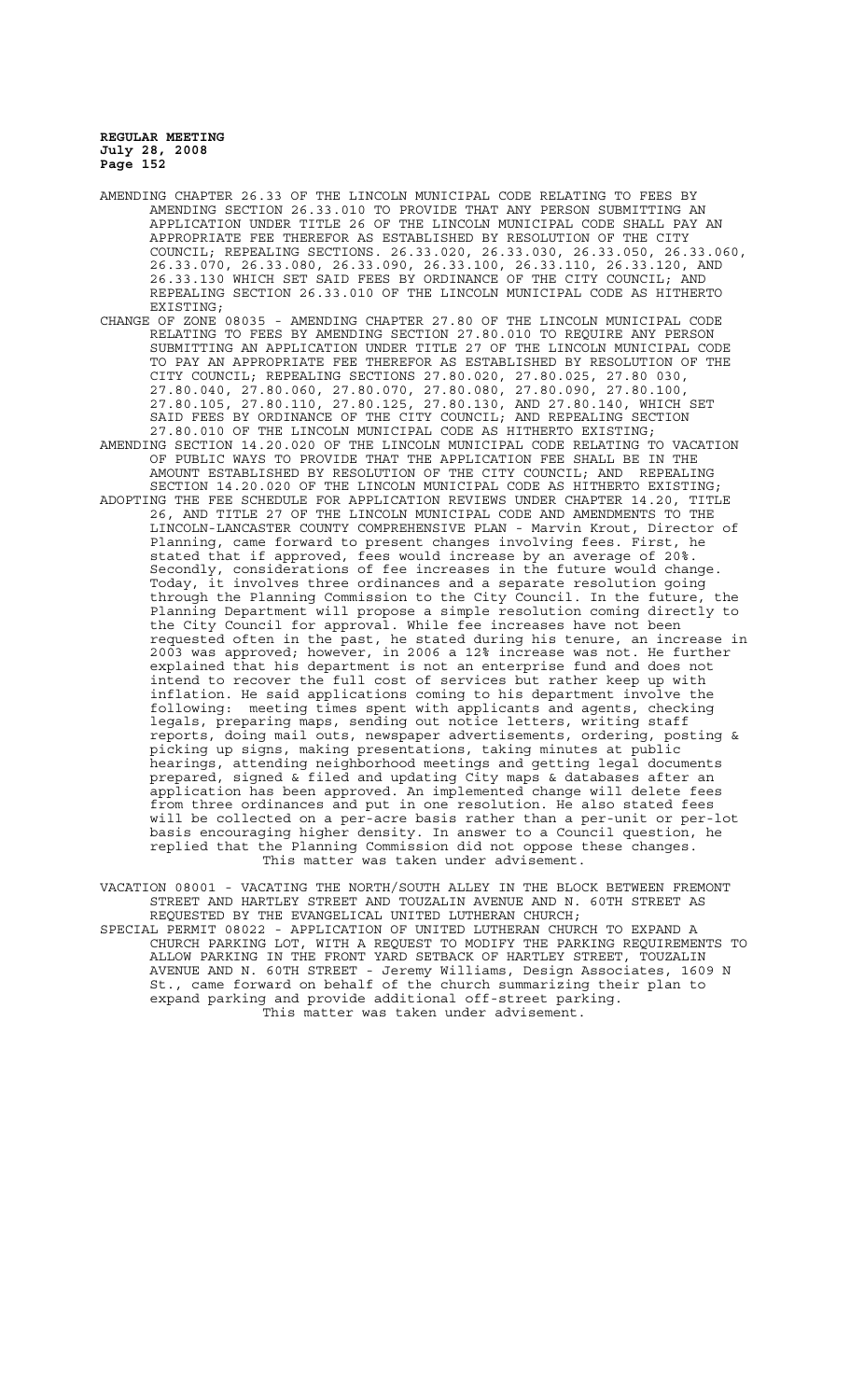AMENDING CHAPTER 26.33 OF THE LINCOLN MUNICIPAL CODE RELATING TO FEES BY AMENDING SECTION 26.33.010 TO PROVIDE THAT ANY PERSON SUBMITTING AN APPLICATION UNDER TITLE 26 OF THE LINCOLN MUNICIPAL CODE SHALL PAY AN APPROPRIATE FEE THEREFOR AS ESTABLISHED BY RESOLUTION OF THE CITY COUNCIL; REPEALING SECTIONS. 26.33.020, 26.33.030, 26.33.050, 26.33.060, 26.33.070, 26.33.080, 26.33.090, 26.33.100, 26.33.110, 26.33.120, AND 26.33.130 WHICH SET SAID FEES BY ORDINANCE OF THE CITY COUNCIL; AND REPEALING SECTION 26.33.010 OF THE LINCOLN MUNICIPAL CODE AS HITHERTO EXISTING;

CHANGE OF ZONE 08035 - AMENDING CHAPTER 27.80 OF THE LINCOLN MUNICIPAL CODE RELATING TO FEES BY AMENDING SECTION 27.80.010 TO REQUIRE ANY PERSON SUBMITTING AN APPLICATION UNDER TITLE 27 OF THE LINCOLN MUNICIPAL CODE TO PAY AN APPROPRIATE FEE THEREFOR AS ESTABLISHED BY RESOLUTION OF THE CITY COUNCIL; REPEALING SECTIONS 27.80.020, 27.80.025, 27.80 030, 27.80.040, 27.80.060, 27.80.070, 27.80.080, 27.80.090, 27.80.100, 27.80.105, 27.80.110, 27.80.125, 27.80.130, AND 27.80.140, WHICH SET SAID FEES BY ORDINANCE OF THE CITY COUNCIL; AND REPEALING SECTION 27.80.010 OF THE LINCOLN MUNICIPAL CODE AS HITHERTO EXISTING;

AMENDING SECTION 14.20.020 OF THE LINCOLN MUNICIPAL CODE RELATING TO VACATION OF PUBLIC WAYS TO PROVIDE THAT THE APPLICATION FEE SHALL BE IN THE AMOUNT ESTABLISHED BY RESOLUTION OF THE CITY COUNCIL; AND REPEALING SECTION 14.20.020 OF THE LINCOLN MUNICIPAL CODE AS HITHERTO EXISTING;

ADOPTING THE FEE SCHEDULE FOR APPLICATION REVIEWS UNDER CHAPTER 14.20, TITLE 26, AND TITLE 27 OF THE LINCOLN MUNICIPAL CODE AND AMENDMENTS TO THE LINCOLN-LANCASTER COUNTY COMPREHENSIVE PLAN - Marvin Krout, Director of Planning, came forward to present changes involving fees. First, he stated that if approved, fees would increase by an average of 20%. Secondly, considerations of fee increases in the future would change. Today, it involves three ordinances and a separate resolution going through the Planning Commission to the City Council. In the future, the Planning Department will propose a simple resolution coming directly to the City Council for approval. While fee increases have not been requested often in the past, he stated during his tenure, an increase in 2003 was approved; however, in 2006 a 12% increase was not. He further explained that his department is not an enterprise fund and does not intend to recover the full cost of services but rather keep up with inflation. He said applications coming to his department involve the following: meeting times spent with applicants and agents, checking legals, preparing maps, sending out notice letters, writing staff reports, doing mail outs, newspaper advertisements, ordering, posting & picking up signs, making presentations, taking minutes at public hearings, attending neighborhood meetings and getting legal documents prepared, signed & filed and updating City maps & databases after an application has been approved. An implemented change will delete fees from three ordinances and put in one resolution. He also stated fees will be collected on a per-acre basis rather than a per-unit or per-lot basis encouraging higher density. In answer to a Council question, he replied that the Planning Commission did not oppose these changes.

This matter was taken under advisement.

VACATION 08001 - VACATING THE NORTH/SOUTH ALLEY IN THE BLOCK BETWEEN FREMONT STREET AND HARTLEY STREET AND TOUZALIN AVENUE AND N. 60TH STREET AS REQUESTED BY THE EVANGELICAL UNITED LUTHERAN CHURCH;

SPECIAL PERMIT 08022 - APPLICATION OF UNITED LUTHERAN CHURCH TO EXPAND A CHURCH PARKING LOT, WITH A REQUEST TO MODIFY THE PARKING REQUIREMENTS TO ALLOW PARKING IN THE FRONT YARD SETBACK OF HARTLEY STREET, TOUZALIN AVENUE AND N. 60TH STREET - Jeremy Williams, Design Associates, 1609 N St., came forward on behalf of the church summarizing their plan to expand parking and provide additional off-street parking.

This matter was taken under advisement.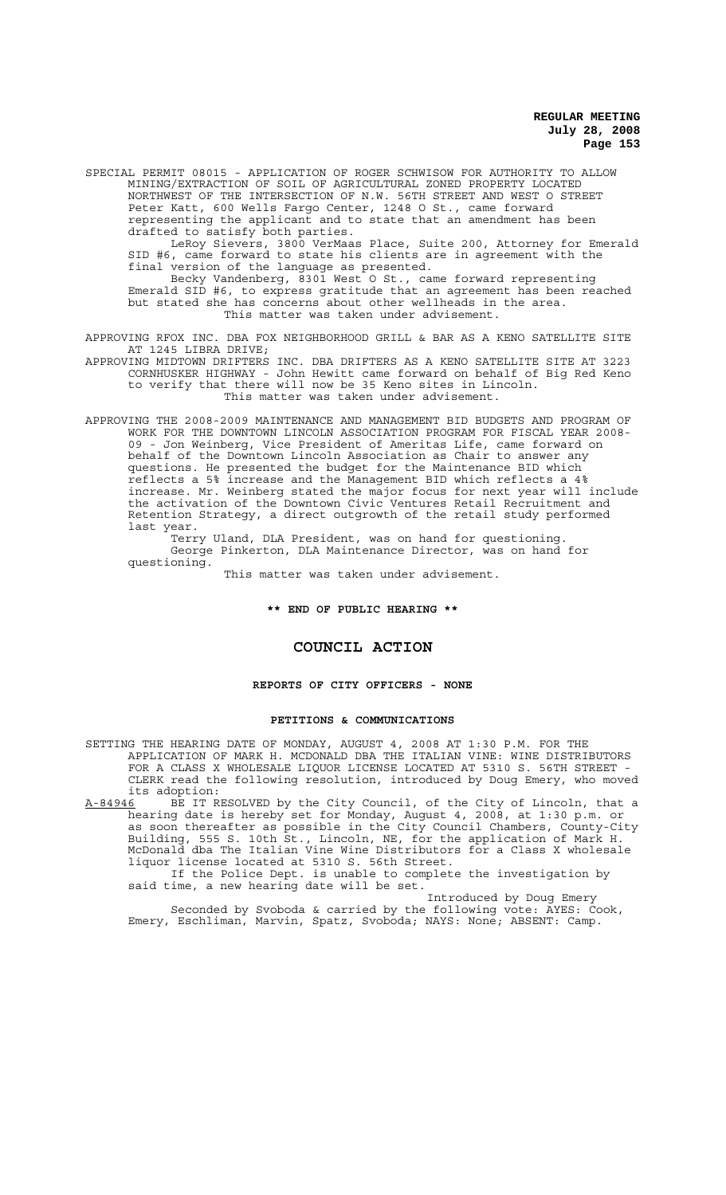SPECIAL PERMIT 08015 - APPLICATION OF ROGER SCHWISOW FOR AUTHORITY TO ALLOW MINING/EXTRACTION OF SOIL OF AGRICULTURAL ZONED PROPERTY LOCATED NORTHWEST OF THE INTERSECTION OF N.W. 56TH STREET AND WEST O STREET - Peter Katt, 600 Wells Fargo Center, 1248 O St., came forward representing the applicant and to state that an amendment has been drafted to satisfy both parties.

LeRoy Sievers, 3800 VerMaas Place, Suite 200, Attorney for Emerald SID #6, came forward to state his clients are in agreement with the final version of the language as presented.

Becky Vandenberg, 8301 West O St., came forward representing Emerald SID #6, to express gratitude that an agreement has been reached but stated she has concerns about other wellheads in the area.

This matter was taken under advisement.

APPROVING RFOX INC. DBA FOX NEIGHBORHOOD GRILL & BAR AS A KENO SATELLITE SITE AT 1245 LIBRA DRIVE;

APPROVING MIDTOWN DRIFTERS INC. DBA DRIFTERS AS A KENO SATELLITE SITE AT 3223 CORNHUSKER HIGHWAY - John Hewitt came forward on behalf of Big Red Keno to verify that there will now be 35 Keno sites in Lincoln.

This matter was taken under advisement.

APPROVING THE 2008-2009 MAINTENANCE AND MANAGEMENT BID BUDGETS AND PROGRAM OF WORK FOR THE DOWNTOWN LINCOLN ASSOCIATION PROGRAM FOR FISCAL YEAR 2008-09 - Jon Weinberg, Vice President of Ameritas Life, came forward on behalf of the Downtown Lincoln Association as Chair to answer any questions. He presented the budget for the Maintenance BID which reflects a 5% increase and the Management BID which reflects a 4% increase. Mr. Weinberg stated the major focus for next year will include the activation of the Downtown Civic Ventures Retail Recruitment and Retention Strategy, a direct outgrowth of the retail study performed last year.

Terry Uland, DLA President, was on hand for questioning.

George Pinkerton, DLA Maintenance Director, was on hand for questioning.

This matter was taken under advisement.

**\*\* END OF PUBLIC HEARING \*\***

# COUNCIL ACTION

**REPORTS OF CITY OFFICERS - NONE**

**PETITIONS & COMMUNICATIONS**

SETTING THE HEARING DATE OF MONDAY, AUGUST 4, 2008 AT 1:30 P.M. FOR THE APPLICATION OF MARK H. MCDONALD DBA THE ITALIAN VINE: WINE DISTRIBUTORS FOR A CLASS X WHOLESALE LIQUOR LICENSE LOCATED AT 5310 S. 56TH STREET - CLERK read the following resolution, introduced by Doug Emery, who moved its adoption:

A-84946 BE IT RESOLVED by the City Council, of the City of Lincoln, that a hearing date is hereby set for Monday, August 4, 2008, at 1:30 p.m. or as soon thereafter as possible in the City Council Chambers, County-City Building, 555 S. 10th St., Lincoln, NE, for the application of Mark H. McDonald dba The Italian Vine Wine Distributors for a Class X wholesale liquor license located at 5310 S. 56th Street.

If the Police Dept. is unable to complete the investigation by said time, a new hearing date will be set.

Introduced by Doug Emery

Seconded by Svoboda & carried by the following vote: AYES: Cook, Emery, Eschliman, Marvin, Spatz, Svoboda; NAYS: None; ABSENT: Camp.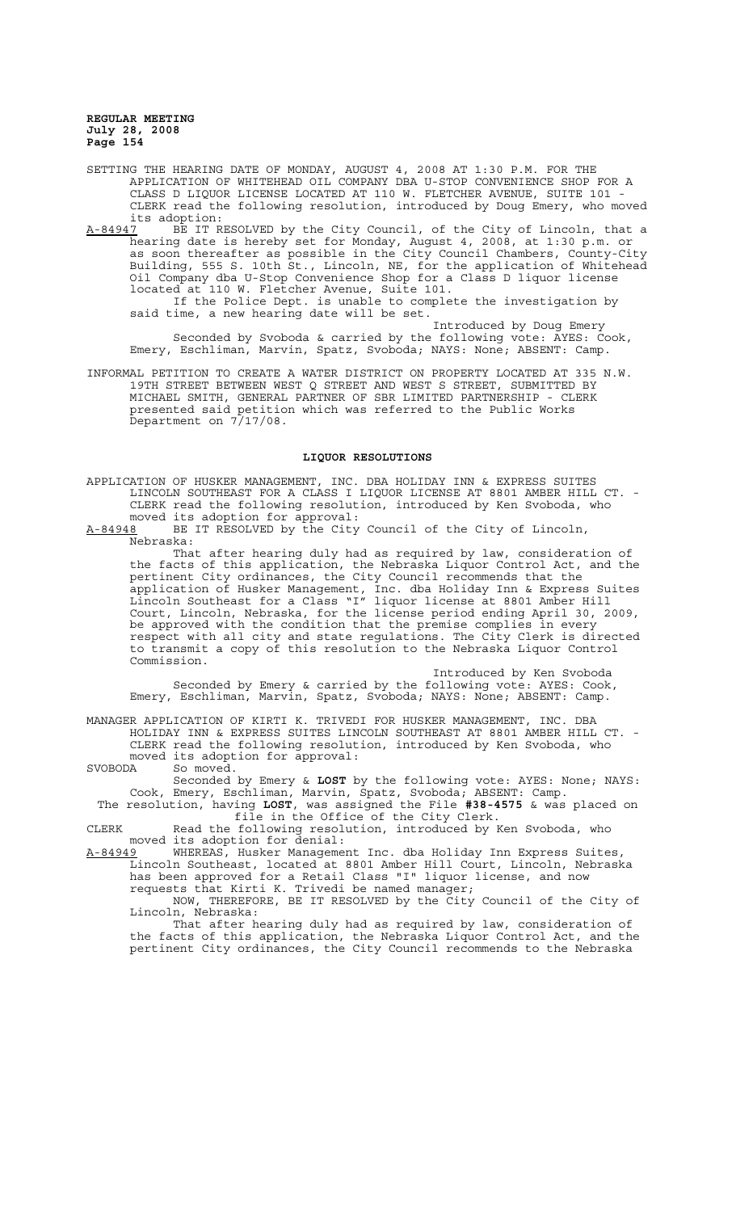SETTING THE HEARING DATE OF MONDAY, AUGUST 4, 2008 AT 1:30 P.M. FOR THE APPLICATION OF WHITEHEAD OIL COMPANY DBA U-STOP CONVENIENCE SHOP FOR A CLASS D LIQUOR LICENSE LOCATED AT 110 W. FLETCHER AVENUE, SUITE 101 - CLERK read the following resolution, introduced by Doug Emery, who moved its adoption:

A-84947 BE IT RESOLVED by the City Council, of the City of Lincoln, that a hearing date is hereby set for Monday, August 4, 2008, at 1:30 p.m. or as soon thereafter as possible in the City Council Chambers, County-City Building, 555 S. 10th St., Lincoln, NE, for the application of Whitehead Oil Company dba U-Stop Convenience Shop for a Class D liquor license located at 110 W. Fletcher Avenue, Suite 101.

If the Police Dept. is unable to complete the investigation by said time, a new hearing date will be set.

Introduced by Doug Emery

Seconded by Svoboda & carried by the following vote: AYES: Cook, Emery, Eschliman, Marvin, Spatz, Svoboda; NAYS: None; ABSENT: Camp.

INFORMAL PETITION TO CREATE A WATER DISTRICT ON PROPERTY LOCATED AT 335 N.W. 19TH STREET BETWEEN WEST Q STREET AND WEST S STREET, SUBMITTED BY MICHAEL SMITH, GENERAL PARTNER OF SBR LIMITED PARTNERSHIP - CLERK presented said petition which was referred to the Public Works Department on 7/17/08.

## LIQUOR RESOLUTIONS

APPLICATION OF HUSKER MANAGEMENT, INC. DBA HOLIDAY INN & EXPRESS SUITES LINCOLN SOUTHEAST FOR A CLASS I LIQUOR LICENSE AT 8801 AMBER HILL CT. - CLERK read the following resolution, introduced by Ken Svoboda, who moved its adoption for approval:

A-84948 BE IT RESOLVED by the City Council of the City of Lincoln, Nebraska:

That after hearing duly had as required by law, consideration of the facts of this application, the Nebraska Liquor Control Act, and the pertinent City ordinances, the City Council recommends that the application of Husker Management, Inc. dba Holiday Inn & Express Suites Lincoln Southeast for a Class "I" liquor license at 8801 Amber Hill Court, Lincoln, Nebraska, for the license period ending April 30, 2009, be approved with the condition that the premise complies in every respect with all city and state regulations. The City Clerk is directed to transmit a copy of this resolution to the Nebraska Liquor Control Commission.

Introduced by Ken Svoboda

Seconded by Emery & carried by the following vote: AYES: Cook, Emery, Eschliman, Marvin, Spatz, Svoboda; NAYS: None; ABSENT: Camp.

MANAGER APPLICATION OF KIRTI K. TRIVEDI FOR HUSKER MANAGEMENT, INC. DBA HOLIDAY INN & EXPRESS SUITES LINCOLN SOUTHEAST AT 8801 AMBER HILL CT. - CLERK read the following resolution, introduced by Ken Svoboda, who moved its adoption for approval:

SVOBODA So moved.

Seconded by Emery & **LOST** by the following vote: AYES: None; NAYS: Cook, Emery, Eschliman, Marvin, Spatz, Svoboda; ABSENT: Camp.

The resolution, having **LOST**, was assigned the File **#38-4575** & was placed on file in the Office of the City Clerk.

CLERK Read the following resolution, introduced by Ken Svoboda, who moved its adoption for denial:

A-84949 WHEREAS, Husker Management Inc. dba Holiday Inn Express Suites, Lincoln Southeast, located at 8801 Amber Hill Court, Lincoln, Nebraska has been approved for a Retail Class "I" liquor license, and now requests that Kirti K. Trivedi be named manager;

NOW, THEREFORE, BE IT RESOLVED by the City Council of the City of Lincoln, Nebraska:

That after hearing duly had as required by law, consideration of the facts of this application, the Nebraska Liquor Control Act, and the pertinent City ordinances, the City Council recommends to the Nebraska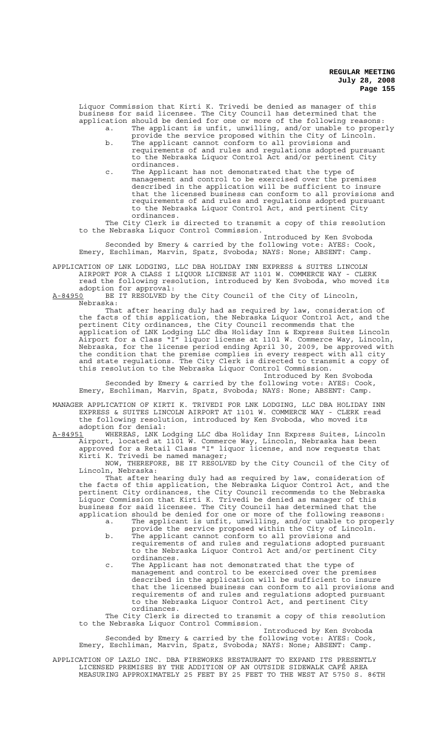Liquor Commission that Kirti K. Trivedi be denied as manager of this business for said licensee. The City Council has determined that the application should be denied for one or more of the following reasons:

a. The applicant is unfit, unwilling, and/or unable to properly provide the service proposed within the City of Lincoln.
b. The applicant cannot conform to all provisions and requirements of and rules and regulations adopted pursuant to the Nebraska Liquor Control Act and/or pertinent City ordinances.
c. The Applicant has not demonstrated that the type of management and control to be exercised over the premises described in the application will be sufficient to insure that the licensed business can conform to all provisions and requirements of and rules and regulations adopted pursuant to the Nebraska Liquor Control Act, and pertinent City ordinances.

The City Clerk is directed to transmit a copy of this resolution to the Nebraska Liquor Control Commission.

Introduced by Ken Svoboda

Seconded by Emery & carried by the following vote: AYES: Cook, Emery, Eschliman, Marvin, Spatz, Svoboda; NAYS: None; ABSENT: Camp.

APPLICATION OF LNK LODGING, LLC DBA HOLIDAY INN EXPRESS & SUITES LINCOLN AIRPORT FOR A CLASS I LIQUOR LICENSE AT 1101 W. COMMERCE WAY - CLERK read the following resolution, introduced by Ken Svoboda, who moved its adoption for approval:

A-84950 BE IT RESOLVED by the City Council of the City of Lincoln, Nebraska:

That after hearing duly had as required by law, consideration of the facts of this application, the Nebraska Liquor Control Act, and the pertinent City ordinances, the City Council recommends that the application of LNK Lodging LLC dba Holiday Inn & Express Suites Lincoln Airport for a Class "I" liquor license at 1101 W. Commerce Way, Lincoln, Nebraska, for the license period ending April 30, 2009, be approved with the condition that the premise complies in every respect with all city and state regulations. The City Clerk is directed to transmit a copy of this resolution to the Nebraska Liquor Control Commission.

Introduced by Ken Svoboda

Seconded by Emery & carried by the following vote: AYES: Cook, Emery, Eschliman, Marvin, Spatz, Svoboda; NAYS: None; ABSENT: Camp.

MANAGER APPLICATION OF KIRTI K. TRIVEDI FOR LNK LODGING, LLC DBA HOLIDAY INN EXPRESS & SUITES LINCOLN AIRPORT AT 1101 W. COMMERCE WAY - CLERK read the following resolution, introduced by Ken Svoboda, who moved its adoption for denial:

A-84951 WHEREAS, LNK Lodging LLC dba Holiday Inn Express Suites, Lincoln Airport, located at 1101 W. Commerce Way, Lincoln, Nebraska has been approved for a Retail Class "I" liquor license, and now requests that Kirti K. Trivedi be named manager;

NOW, THEREFORE, BE IT RESOLVED by the City Council of the City of Lincoln, Nebraska:

That after hearing duly had as required by law, consideration of the facts of this application, the Nebraska Liquor Control Act, and the pertinent City ordinances, the City Council recommends to the Nebraska Liquor Commission that Kirti K. Trivedi be denied as manager of this business for said licensee. The City Council has determined that the application should be denied for one or more of the following reasons:

a. The applicant is unfit, unwilling, and/or unable to properly provide the service proposed within the City of Lincoln.
b. The applicant cannot conform to all provisions and requirements of and rules and regulations adopted pursuant to the Nebraska Liquor Control Act and/or pertinent City ordinances.
c. The Applicant has not demonstrated that the type of management and control to be exercised over the premises described in the application will be sufficient to insure that the licensed business can conform to all provisions and requirements of and rules and regulations adopted pursuant to the Nebraska Liquor Control Act, and pertinent City ordinances.

The City Clerk is directed to transmit a copy of this resolution to the Nebraska Liquor Control Commission.

Introduced by Ken Svoboda

Seconded by Emery & carried by the following vote: AYES: Cook, Emery, Eschliman, Marvin, Spatz, Svoboda; NAYS: None; ABSENT: Camp.

APPLICATION OF LAZLO INC. DBA FIREWORKS RESTAURANT TO EXPAND ITS PRESENTLY LICENSED PREMISES BY THE ADDITION OF AN OUTSIDE SIDEWALK CAFÉ AREA MEASURING APPROXIMATELY 25 FEET BY 25 FEET TO THE WEST AT 5750 S. 86TH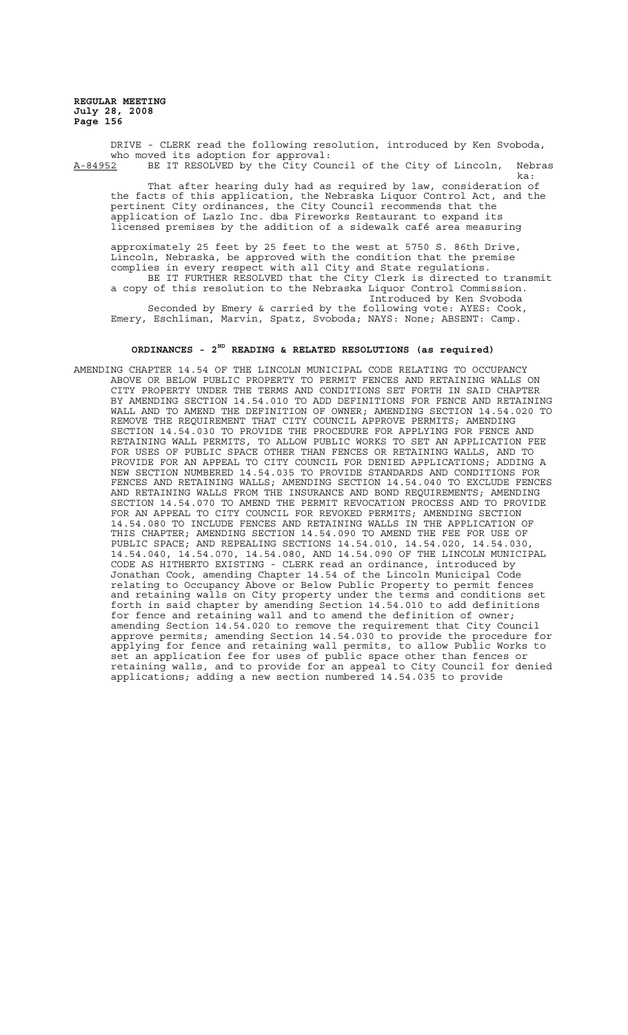DRIVE - CLERK read the following resolution, introduced by Ken Svoboda, who moved its adoption for approval:

A-84952 BE IT RESOLVED by the City Council of the City of Lincoln, Nebraska:

That after hearing duly had as required by law, consideration of the facts of this application, the Nebraska Liquor Control Act, and the pertinent City ordinances, the City Council recommends that the application of Lazlo Inc. dba Fireworks Restaurant to expand its licensed premises by the addition of a sidewalk café area measuring approximately 25 feet by 25 feet to the west at 5750 S. 86th Drive, Lincoln, Nebraska, be approved with the condition that the premise complies in every respect with all City and State regulations.

BE IT FURTHER RESOLVED that the City Clerk is directed to transmit a copy of this resolution to the Nebraska Liquor Control Commission.

Introduced by Ken Svoboda

Seconded by Emery & carried by the following vote: AYES: Cook, Emery, Eschliman, Marvin, Spatz, Svoboda; NAYS: None; ABSENT: Camp.

## ORDINANCES - 2ND READING & RELATED RESOLUTIONS (as required)

AMENDING CHAPTER 14.54 OF THE LINCOLN MUNICIPAL CODE RELATING TO OCCUPANCY ABOVE OR BELOW PUBLIC PROPERTY TO PERMIT FENCES AND RETAINING WALLS ON CITY PROPERTY UNDER THE TERMS AND CONDITIONS SET FORTH IN SAID CHAPTER BY AMENDING SECTION 14.54.010 TO ADD DEFINITIONS FOR FENCE AND RETAINING WALL AND TO AMEND THE DEFINITION OF OWNER; AMENDING SECTION 14.54.020 TO REMOVE THE REQUIREMENT THAT CITY COUNCIL APPROVE PERMITS; AMENDING SECTION 14.54.030 TO PROVIDE THE PROCEDURE FOR APPLYING FOR FENCE AND RETAINING WALL PERMITS, TO ALLOW PUBLIC WORKS TO SET AN APPLICATION FEE FOR USES OF PUBLIC SPACE OTHER THAN FENCES OR RETAINING WALLS, AND TO PROVIDE FOR AN APPEAL TO CITY COUNCIL FOR DENIED APPLICATIONS; ADDING A NEW SECTION NUMBERED 14.54.035 TO PROVIDE STANDARDS AND CONDITIONS FOR FENCES AND RETAINING WALLS; AMENDING SECTION 14.54.040 TO EXCLUDE FENCES AND RETAINING WALLS FROM THE INSURANCE AND BOND REQUIREMENTS; AMENDING SECTION 14.54.070 TO AMEND THE PERMIT REVOCATION PROCESS AND TO PROVIDE FOR AN APPEAL TO CITY COUNCIL FOR REVOKED PERMITS; AMENDING SECTION 14.54.080 TO INCLUDE FENCES AND RETAINING WALLS IN THE APPLICATION OF THIS CHAPTER; AMENDING SECTION 14.54.090 TO AMEND THE FEE FOR USE OF PUBLIC SPACE; AND REPEALING SECTIONS 14.54.010, 14.54.020, 14.54.030, 14.54.040, 14.54.070, 14.54.080, AND 14.54.090 OF THE LINCOLN MUNICIPAL CODE AS HITHERTO EXISTING - CLERK read an ordinance, introduced by Jonathan Cook, amending Chapter 14.54 of the Lincoln Municipal Code relating to Occupancy Above or Below Public Property to permit fences and retaining walls on City property under the terms and conditions set forth in said chapter by amending Section 14.54.010 to add definitions for fence and retaining wall and to amend the definition of owner; amending Section 14.54.020 to remove the requirement that City Council approve permits; amending Section 14.54.030 to provide the procedure for applying for fence and retaining wall permits, to allow Public Works to set an application fee for uses of public space other than fences or retaining walls, and to provide for an appeal to City Council for denied applications; adding a new section numbered 14.54.035 to provide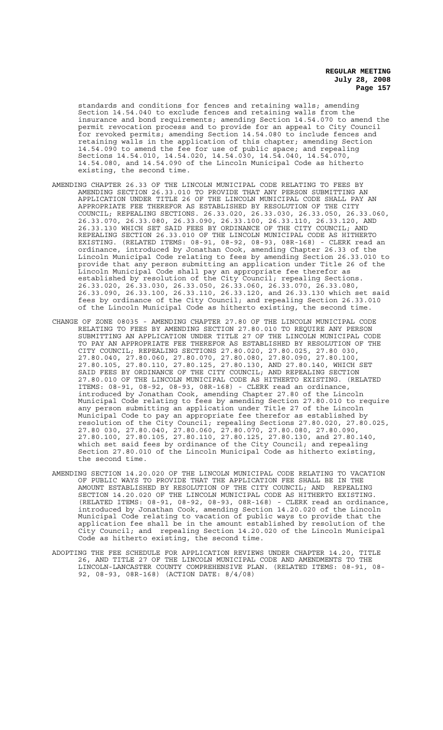standards and conditions for fences and retaining walls; amending Section 14.54.040 to exclude fences and retaining walls from the insurance and bond requirements; amending Section 14.54.070 to amend the permit revocation process and to provide for an appeal to City Council for revoked permits; amending Section 14.54.080 to include fences and retaining walls in the application of this chapter; amending Section 14.54.090 to amend the fee for use of public space; and repealing Sections 14.54.010, 14.54.020, 14.54.030, 14.54.040, 14.54.070, 14.54.080, and 14.54.090 of the Lincoln Municipal Code as hitherto existing, the second time.

AMENDING CHAPTER 26.33 OF THE LINCOLN MUNICIPAL CODE RELATING TO FEES BY AMENDING SECTION 26.33.010 TO PROVIDE THAT ANY PERSON SUBMITTING AN APPLICATION UNDER TITLE 26 OF THE LINCOLN MUNICIPAL CODE SHALL PAY AN APPROPRIATE FEE THEREFOR AS ESTABLISHED BY RESOLUTION OF THE CITY COUNCIL; REPEALING SECTIONS. 26.33.020, 26.33.030, 26.33.050, 26.33.060, 26.33.070, 26.33.080, 26.33.090, 26.33.100, 26.33.110, 26.33.120, AND 26.33.130 WHICH SET SAID FEES BY ORDINANCE OF THE CITY COUNCIL; AND REPEALING SECTION 26.33.010 OF THE LINCOLN MUNICIPAL CODE AS HITHERTO EXISTING. (RELATED ITEMS: 08-91, 08-92, 08-93, 08R-168) - CLERK read an ordinance, introduced by Jonathan Cook, amending Chapter 26.33 of the Lincoln Municipal Code relating to fees by amending Section 26.33.010 to provide that any person submitting an application under Title 26 of the Lincoln Municipal Code shall pay an appropriate fee therefor as established by resolution of the City Council; repealing Sections. 26.33.020, 26.33.030, 26.33.050, 26.33.060, 26.33.070, 26.33.080, 26.33.090, 26.33.100, 26.33.110, 26.33.120, and 26.33.130 which set said fees by ordinance of the City Council; and repealing Section 26.33.010 of the Lincoln Municipal Code as hitherto existing, the second time.

CHANGE OF ZONE 08035 - AMENDING CHAPTER 27.80 OF THE LINCOLN MUNICIPAL CODE RELATING TO FEES BY AMENDING SECTION 27.80.010 TO REQUIRE ANY PERSON SUBMITTING AN APPLICATION UNDER TITLE 27 OF THE LINCOLN MUNICIPAL CODE TO PAY AN APPROPRIATE FEE THEREFOR AS ESTABLISHED BY RESOLUTION OF THE CITY COUNCIL; REPEALING SECTIONS 27.80.020, 27.80.025, 27.80 030, 27.80.040, 27.80.060, 27.80.070, 27.80.080, 27.80.090, 27.80.100, 27.80.105, 27.80.110, 27.80.125, 27.80.130, AND 27.80.140, WHICH SET SAID FEES BY ORDINANCE OF THE CITY COUNCIL; AND REPEALING SECTION 27.80.010 OF THE LINCOLN MUNICIPAL CODE AS HITHERTO EXISTING. (RELATED ITEMS: 08-91, 08-92, 08-93, 08R-168) - CLERK read an ordinance, introduced by Jonathan Cook, amending Chapter 27.80 of the Lincoln Municipal Code relating to fees by amending Section 27.80.010 to require any person submitting an application under Title 27 of the Lincoln Municipal Code to pay an appropriate fee therefor as established by resolution of the City Council; repealing Sections 27.80.020, 27.80.025, 27.80 030, 27.80.040, 27.80.060, 27.80.070, 27.80.080, 27.80.090, 27.80.100, 27.80.105, 27.80.110, 27.80.125, 27.80.130, and 27.80.140, which set said fees by ordinance of the City Council; and repealing Section 27.80.010 of the Lincoln Municipal Code as hitherto existing, the second time.

AMENDING SECTION 14.20.020 OF THE LINCOLN MUNICIPAL CODE RELATING TO VACATION OF PUBLIC WAYS TO PROVIDE THAT THE APPLICATION FEE SHALL BE IN THE AMOUNT ESTABLISHED BY RESOLUTION OF THE CITY COUNCIL; AND REPEALING SECTION 14.20.020 OF THE LINCOLN MUNICIPAL CODE AS HITHERTO EXISTING. (RELATED ITEMS: 08-91, 08-92, 08-93, 08R-168) - CLERK read an ordinance, introduced by Jonathan Cook, amending Section 14.20.020 of the Lincoln Municipal Code relating to vacation of public ways to provide that the application fee shall be in the amount established by resolution of the City Council; and repealing Section 14.20.020 of the Lincoln Municipal Code as hitherto existing, the second time.

ADOPTING THE FEE SCHEDULE FOR APPLICATION REVIEWS UNDER CHAPTER 14.20, TITLE 26, AND TITLE 27 OF THE LINCOLN MUNICIPAL CODE AND AMENDMENTS TO THE LINCOLN-LANCASTER COUNTY COMPREHENSIVE PLAN. (RELATED ITEMS: 08-91, 08-92, 08-93, 08R-168) (ACTION DATE: 8/4/08)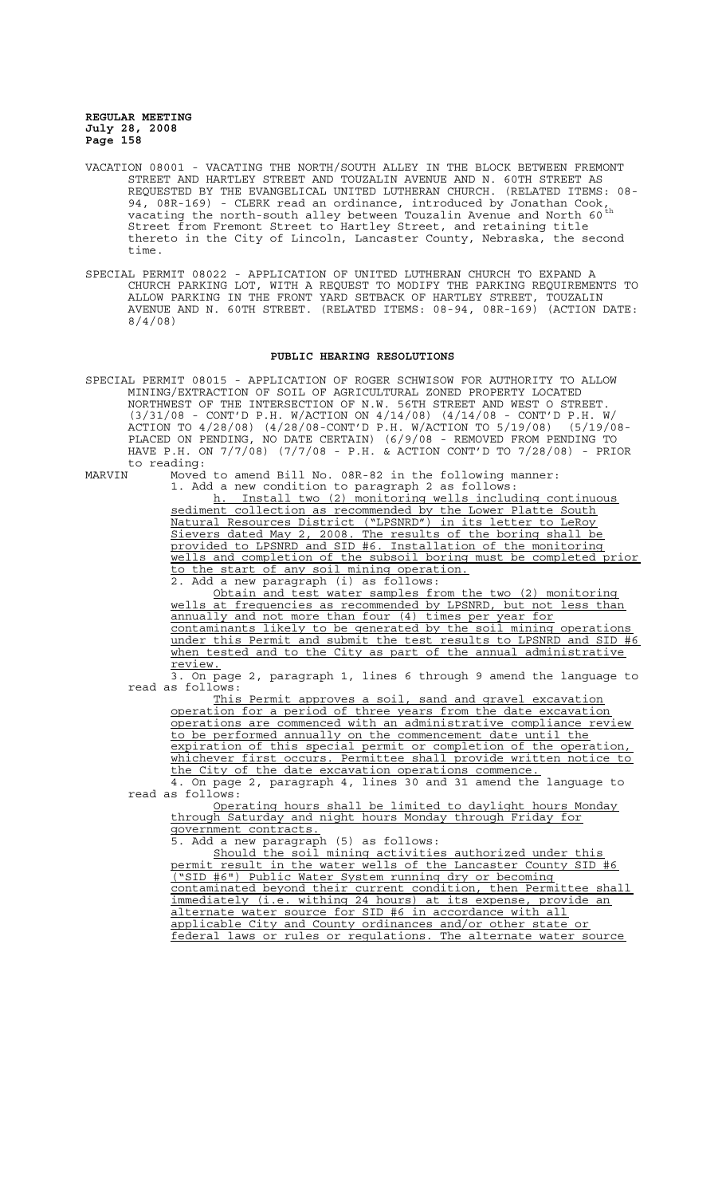VACATION 08001 - VACATING THE NORTH/SOUTH ALLEY IN THE BLOCK BETWEEN FREMONT STREET AND HARTLEY STREET AND TOUZALIN AVENUE AND N. 60TH STREET AS REQUESTED BY THE EVANGELICAL UNITED LUTHERAN CHURCH. (RELATED ITEMS: 08-94, 08R-169) - CLERK read an ordinance, introduced by Jonathan Cook, vacating the north-south alley between Touzalin Avenue and North 60th Street from Fremont Street to Hartley Street, and retaining title thereto in the City of Lincoln, Lancaster County, Nebraska, the second time.

SPECIAL PERMIT 08022 - APPLICATION OF UNITED LUTHERAN CHURCH TO EXPAND A CHURCH PARKING LOT, WITH A REQUEST TO MODIFY THE PARKING REQUIREMENTS TO ALLOW PARKING IN THE FRONT YARD SETBACK OF HARTLEY STREET, TOUZALIN AVENUE AND N. 60TH STREET. (RELATED ITEMS: 08-94, 08R-169) (ACTION DATE: 8/4/08)

## PUBLIC HEARING RESOLUTIONS

SPECIAL PERMIT 08015 - APPLICATION OF ROGER SCHWISOW FOR AUTHORITY TO ALLOW MINING/EXTRACTION OF SOIL OF AGRICULTURAL ZONED PROPERTY LOCATED NORTHWEST OF THE INTERSECTION OF N.W. 56TH STREET AND WEST O STREET. (3/31/08 - CONT'D P.H. W/ACTION ON 4/14/08) (4/14/08 - CONT'D P.H. W/ ACTION TO 4/28/08) (4/28/08-CONT'D P.H. W/ACTION TO 5/19/08) (5/19/08-PLACED ON PENDING, NO DATE CERTAIN) (6/9/08 - REMOVED FROM PENDING TO HAVE P.H. ON 7/7/08) (7/7/08 - P.H. & ACTION CONT'D TO 7/28/08) - PRIOR to reading:

MARVIN Moved to amend Bill No. 08R-82 in the following manner:

1. Add a new condition to paragraph 2 as follows:

   h. Install two (2) monitoring wells including continuous sediment collection as recommended by the Lower Platte South Natural Resources District ("LPSNRD") in its letter to LeRoy Sievers dated May 2, 2008. The results of the boring shall be provided to LPSNRD and SID #6. Installation of the monitoring wells and completion of the subsoil boring must be completed prior to the start of any soil mining operation.

2. Add a new paragraph (i) as follows:

   Obtain and test water samples from the two (2) monitoring wells at frequencies as recommended by LPSNRD, but not less than annually and not more than four (4) times per year for contaminants likely to be generated by the soil mining operations under this Permit and submit the test results to LPSNRD and SID #6 when tested and to the City as part of the annual administrative review.

3. On page 2, paragraph 1, lines 6 through 9 amend the language to read as follows:

   This Permit approves a soil, sand and gravel excavation operation for a period of three years from the date excavation operations are commenced with an administrative compliance review to be performed annually on the commencement date until the expiration of this special permit or completion of the operation, whichever first occurs. Permittee shall provide written notice to the City of the date excavation operations commence.

4. On page 2, paragraph 4, lines 30 and 31 amend the language to read as follows:

   Operating hours shall be limited to daylight hours Monday through Saturday and night hours Monday through Friday for government contracts.

5. Add a new paragraph (5) as follows:

   Should the soil mining activities authorized under this permit result in the water wells of the Lancaster County SID #6 ("SID #6") Public Water System running dry or becoming contaminated beyond their current condition, then Permittee shall immediately (i.e. withing 24 hours) at its expense, provide an alternate water source for SID #6 in accordance with all applicable City and County ordinances and/or other state or federal laws or rules or regulations. The alternate water source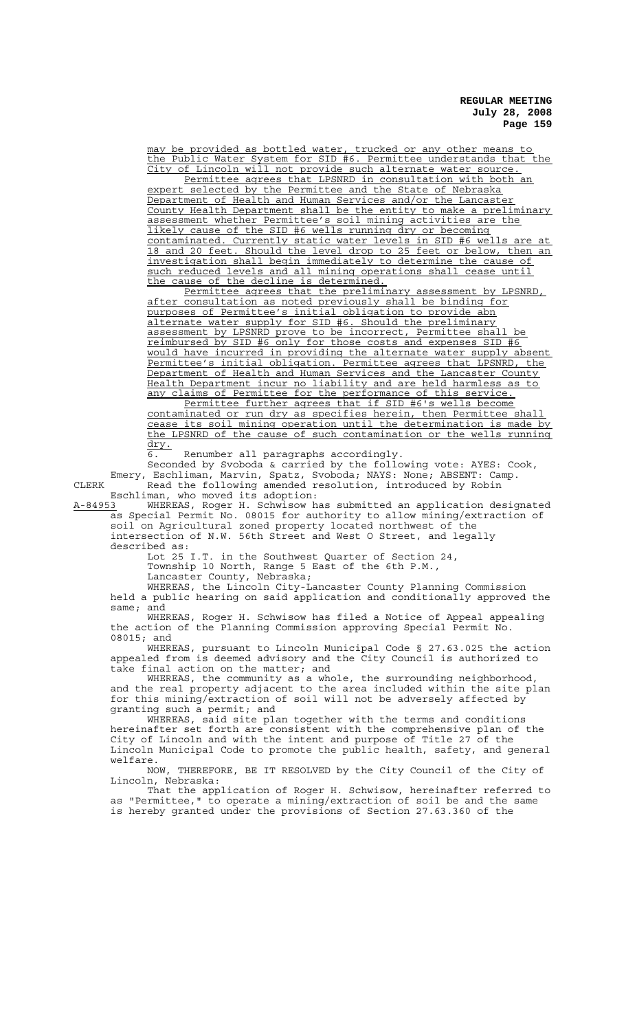may be provided as bottled water, trucked or any other means to the Public Water System for SID #6. Permittee understands that the City of Lincoln will not provide such alternate water source.

Permittee agrees that LPSNRD in consultation with both an expert selected by the Permittee and the State of Nebraska Department of Health and Human Services and/or the Lancaster County Health Department shall be the entity to make a preliminary assessment whether Permittee's soil mining activities are the likely cause of the SID #6 wells running dry or becoming contaminated. Currently static water levels in SID #6 wells are at 18 and 20 feet. Should the level drop to 25 feet or below, then an investigation shall begin immediately to determine the cause of such reduced levels and all mining operations shall cease until the cause of the decline is determined.

Permittee agrees that the preliminary assessment by LPSNRD, after consultation as noted previously shall be binding for purposes of Permittee's initial obligation to provide abn alternate water supply for SID #6. Should the preliminary assessment by LPSNRD prove to be incorrect, Permittee shall be reimbursed by SID #6 only for those costs and expenses SID #6 would have incurred in providing the alternate water supply absent Permittee's initial obligation. Permittee agrees that LPSNRD, the Department of Health and Human Services and the Lancaster County Health Department incur no liability and are held harmless as to any claims of Permittee for the performance of this service.

Permittee further agrees that if SID #6's wells become contaminated or run dry as specifies herein, then Permittee shall cease its soil mining operation until the determination is made by the LPSNRD of the cause of such contamination or the wells running dry.

6. Renumber all paragraphs accordingly.

Seconded by Svoboda & carried by the following vote: AYES: Cook, Emery, Eschliman, Marvin, Spatz, Svoboda; NAYS: None; ABSENT: Camp.

CLERK Read the following amended resolution, introduced by Robin Eschliman, who moved its adoption:

A-84953 WHEREAS, Roger H. Schwisow has submitted an application designated as Special Permit No. 08015 for authority to allow mining/extraction of soil on Agricultural zoned property located northwest of the intersection of N.W. 56th Street and West O Street, and legally described as:

Lot 25 I.T. in the Southwest Quarter of Section 24,
Township 10 North, Range 5 East of the 6th P.M.,
Lancaster County, Nebraska;

WHEREAS, the Lincoln City-Lancaster County Planning Commission held a public hearing on said application and conditionally approved the same; and

WHEREAS, Roger H. Schwisow has filed a Notice of Appeal appealing the action of the Planning Commission approving Special Permit No. 08015; and

WHEREAS, pursuant to Lincoln Municipal Code § 27.63.025 the action appealed from is deemed advisory and the City Council is authorized to take final action on the matter; and

WHEREAS, the community as a whole, the surrounding neighborhood, and the real property adjacent to the area included within the site plan for this mining/extraction of soil will not be adversely affected by granting such a permit; and

WHEREAS, said site plan together with the terms and conditions hereinafter set forth are consistent with the comprehensive plan of the City of Lincoln and with the intent and purpose of Title 27 of the Lincoln Municipal Code to promote the public health, safety, and general welfare.

NOW, THEREFORE, BE IT RESOLVED by the City Council of the City of Lincoln, Nebraska:

That the application of Roger H. Schwisow, hereinafter referred to as "Permittee," to operate a mining/extraction of soil be and the same is hereby granted under the provisions of Section 27.63.360 of the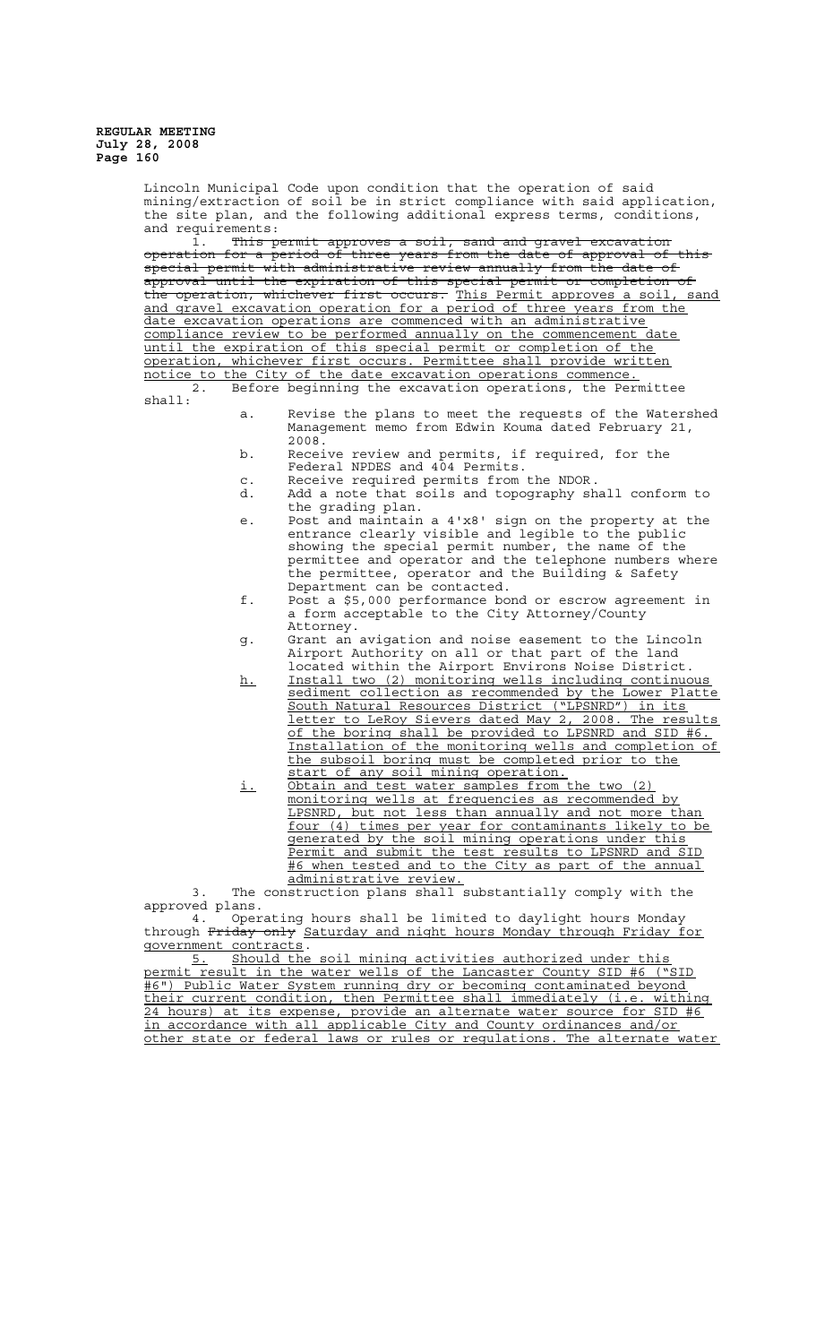Lincoln Municipal Code upon condition that the operation of said mining/extraction of soil be in strict compliance with said application, the site plan, and the following additional express terms, conditions, and requirements:

1. ~~This permit approves a soil, sand and gravel excavation operation for a period of three years from the date of approval of this special permit with administrative review annually from the date of approval until the expiration of this special permit or completion of the operation, whichever first occurs.~~ This Permit approves a soil, sand and gravel excavation operation for a period of three years from the date excavation operations are commenced with an administrative compliance review to be performed annually on the commencement date until the expiration of this special permit or completion of the operation, whichever first occurs. Permittee shall provide written notice to the City of the date excavation operations commence.

2. Before beginning the excavation operations, the Permittee shall:

   a. Revise the plans to meet the requests of the Watershed Management memo from Edwin Kouma dated February 21, 2008.
   b. Receive review and permits, if required, for the Federal NPDES and 404 Permits.
   c. Receive required permits from the NDOR.
   d. Add a note that soils and topography shall conform to the grading plan.
   e. Post and maintain a 4'x8' sign on the property at the entrance clearly visible and legible to the public showing the special permit number, the name of the permittee and operator and the telephone numbers where the permittee, operator and the Building & Safety Department can be contacted.
   f. Post a $5,000 performance bond or escrow agreement in a form acceptable to the City Attorney/County Attorney.
   g. Grant an avigation and noise easement to the Lincoln Airport Authority on all or that part of the land located within the Airport Environs Noise District.
   h. Install two (2) monitoring wells including continuous sediment collection as recommended by the Lower Platte South Natural Resources District ("LPSNRD") in its letter to LeRoy Sievers dated May 2, 2008. The results of the boring shall be provided to LPSNRD and SID #6. Installation of the monitoring wells and completion of the subsoil boring must be completed prior to the start of any soil mining operation.
   i. Obtain and test water samples from the two (2) monitoring wells at frequencies as recommended by LPSNRD, but not less than annually and not more than four (4) times per year for contaminants likely to be generated by the soil mining operations under this Permit and submit the test results to LPSNRD and SID #6 when tested and to the City as part of the annual administrative review.

3. The construction plans shall substantially comply with the approved plans.

4. Operating hours shall be limited to daylight hours Monday through ~~Friday only~~ Saturday and night hours Monday through Friday for government contracts.

5. Should the soil mining activities authorized under this permit result in the water wells of the Lancaster County SID #6 ("SID #6") Public Water System running dry or becoming contaminated beyond their current condition, then Permittee shall immediately (i.e. withing 24 hours) at its expense, provide an alternate water source for SID #6 in accordance with all applicable City and County ordinances and/or other state or federal laws or rules or regulations. The alternate water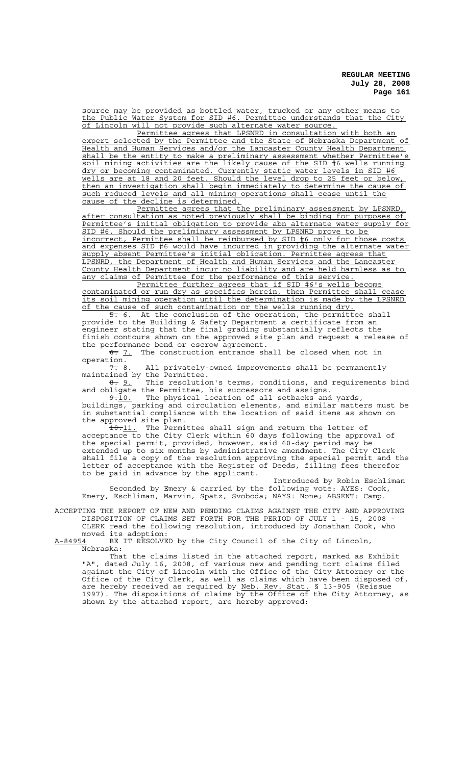source may be provided as bottled water, trucked or any other means to the Public Water System for SID #6. Permittee understands that the City of Lincoln will not provide such alternate water source.

Permittee agrees that LPSNRD in consultation with both an expert selected by the Permittee and the State of Nebraska Department of Health and Human Services and/or the Lancaster County Health Department shall be the entity to make a preliminary assessment whether Permittee's soil mining activities are the likely cause of the SID #6 wells running dry or becoming contaminated. Currently static water levels in SID #6 wells are at 18 and 20 feet. Should the level drop to 25 feet or below, then an investigation shall begin immediately to determine the cause of such reduced levels and all mining operations shall cease until the cause of the decline is determined.

Permittee agrees that the preliminary assessment by LPSNRD, after consultation as noted previously shall be binding for purposes of Permittee's initial obligation to provide abn alternate water supply for SID #6. Should the preliminary assessment by LPSNRD prove to be incorrect, Permittee shall be reimbursed by SID #6 only for those costs and expenses SID #6 would have incurred in providing the alternate water supply absent Permittee's initial obligation. Permittee agrees that LPSNRD, the Department of Health and Human Services and the Lancaster County Health Department incur no liability and are held harmless as to any claims of Permittee for the performance of this service.

Permittee further agrees that if SID #6's wells become contaminated or run dry as specifies herein, then Permittee shall cease its soil mining operation until the determination is made by the LPSNRD of the cause of such contamination or the wells running dry.

~~5.~~ 6. At the conclusion of the operation, the permittee shall provide to the Building & Safety Department a certificate from an engineer stating that the final grading substantially reflects the finish contours shown on the approved site plan and request a release of the performance bond or escrow agreement.

~~6.~~ 7. The construction entrance shall be closed when not in operation.

~~7.~~ 8. All privately-owned improvements shall be permanently maintained by the Permittee.

~~8.~~ 9. This resolution's terms, conditions, and requirements bind and obligate the Permittee, his successors and assigns.

~~9.~~10. The physical location of all setbacks and yards, buildings, parking and circulation elements, and similar matters must be in substantial compliance with the location of said items as shown on the approved site plan.

~~10.~~11. The Permittee shall sign and return the letter of acceptance to the City Clerk within 60 days following the approval of the special permit, provided, however, said 60-day period may be extended up to six months by administrative amendment. The City Clerk shall file a copy of the resolution approving the special permit and the letter of acceptance with the Register of Deeds, filling fees therefor to be paid in advance by the applicant.

Introduced by Robin Eschliman

Seconded by Emery & carried by the following vote: AYES: Cook, Emery, Eschliman, Marvin, Spatz, Svoboda; NAYS: None; ABSENT: Camp.

ACCEPTING THE REPORT OF NEW AND PENDING CLAIMS AGAINST THE CITY AND APPROVING DISPOSITION OF CLAIMS SET FORTH FOR THE PERIOD OF JULY 1 - 15, 2008 - CLERK read the following resolution, introduced by Jonathan Cook, who moved its adoption:

A-84954 BE IT RESOLVED by the City Council of the City of Lincoln, Nebraska:

That the claims listed in the attached report, marked as Exhibit "A", dated July 16, 2008, of various new and pending tort claims filed against the City of Lincoln with the Office of the City Attorney or the Office of the City Clerk, as well as claims which have been disposed of, are hereby received as required by Neb. Rev. Stat. § 13-905 (Reissue 1997). The dispositions of claims by the Office of the City Attorney, as shown by the attached report, are hereby approved: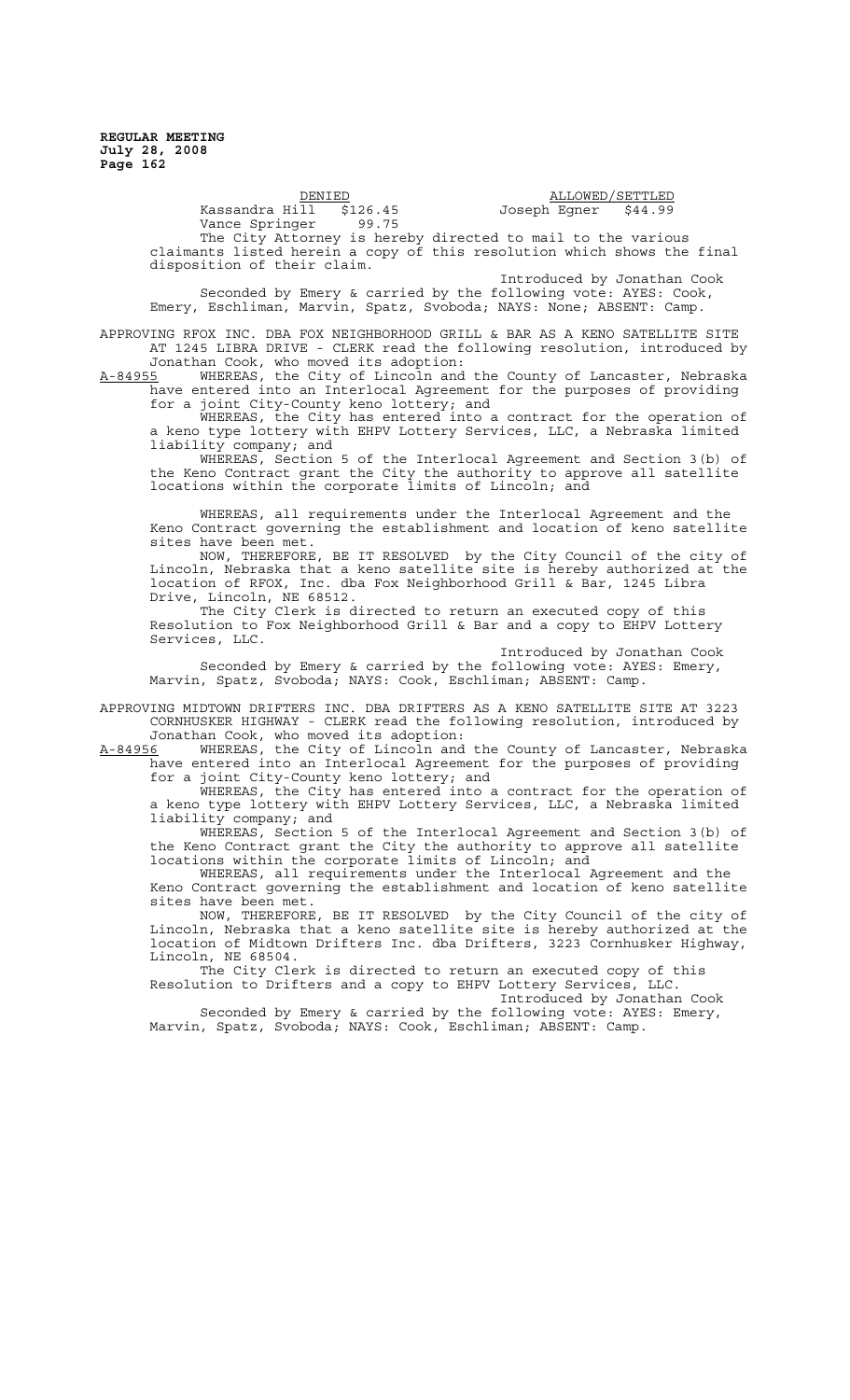| DENIED | | ALLOWED/SETTLED | |
|---|---|---|---|
| Kassandra Hill | $126.45 | Joseph Egner | $44.99 |
| Vance Springer | 99.75 | | |

The City Attorney is hereby directed to mail to the various claimants listed herein a copy of this resolution which shows the final disposition of their claim.

Introduced by Jonathan Cook

Seconded by Emery & carried by the following vote: AYES: Cook, Emery, Eschliman, Marvin, Spatz, Svoboda; NAYS: None; ABSENT: Camp.

APPROVING RFOX INC. DBA FOX NEIGHBORHOOD GRILL & BAR AS A KENO SATELLITE SITE AT 1245 LIBRA DRIVE - CLERK read the following resolution, introduced by Jonathan Cook, who moved its adoption:

A-84955 WHEREAS, the City of Lincoln and the County of Lancaster, Nebraska have entered into an Interlocal Agreement for the purposes of providing for a joint City-County keno lottery; and

WHEREAS, the City has entered into a contract for the operation of a keno type lottery with EHPV Lottery Services, LLC, a Nebraska limited liability company; and

WHEREAS, Section 5 of the Interlocal Agreement and Section 3(b) of the Keno Contract grant the City the authority to approve all satellite locations within the corporate limits of Lincoln; and

WHEREAS, all requirements under the Interlocal Agreement and the Keno Contract governing the establishment and location of keno satellite sites have been met.

NOW, THEREFORE, BE IT RESOLVED by the City Council of the city of Lincoln, Nebraska that a keno satellite site is hereby authorized at the location of RFOX, Inc. dba Fox Neighborhood Grill & Bar, 1245 Libra Drive, Lincoln, NE 68512.

The City Clerk is directed to return an executed copy of this Resolution to Fox Neighborhood Grill & Bar and a copy to EHPV Lottery Services, LLC.

Introduced by Jonathan Cook

Seconded by Emery & carried by the following vote: AYES: Emery, Marvin, Spatz, Svoboda; NAYS: Cook, Eschliman; ABSENT: Camp.

APPROVING MIDTOWN DRIFTERS INC. DBA DRIFTERS AS A KENO SATELLITE SITE AT 3223 CORNHUSKER HIGHWAY - CLERK read the following resolution, introduced by Jonathan Cook, who moved its adoption:

A-84956 WHEREAS, the City of Lincoln and the County of Lancaster, Nebraska have entered into an Interlocal Agreement for the purposes of providing for a joint City-County keno lottery; and

WHEREAS, the City has entered into a contract for the operation of a keno type lottery with EHPV Lottery Services, LLC, a Nebraska limited liability company; and

WHEREAS, Section 5 of the Interlocal Agreement and Section 3(b) of the Keno Contract grant the City the authority to approve all satellite locations within the corporate limits of Lincoln; and

WHEREAS, all requirements under the Interlocal Agreement and the Keno Contract governing the establishment and location of keno satellite sites have been met.

NOW, THEREFORE, BE IT RESOLVED by the City Council of the city of Lincoln, Nebraska that a keno satellite site is hereby authorized at the location of Midtown Drifters Inc. dba Drifters, 3223 Cornhusker Highway, Lincoln, NE 68504.

The City Clerk is directed to return an executed copy of this Resolution to Drifters and a copy to EHPV Lottery Services, LLC.

Introduced by Jonathan Cook

Seconded by Emery & carried by the following vote: AYES: Emery, Marvin, Spatz, Svoboda; NAYS: Cook, Eschliman; ABSENT: Camp.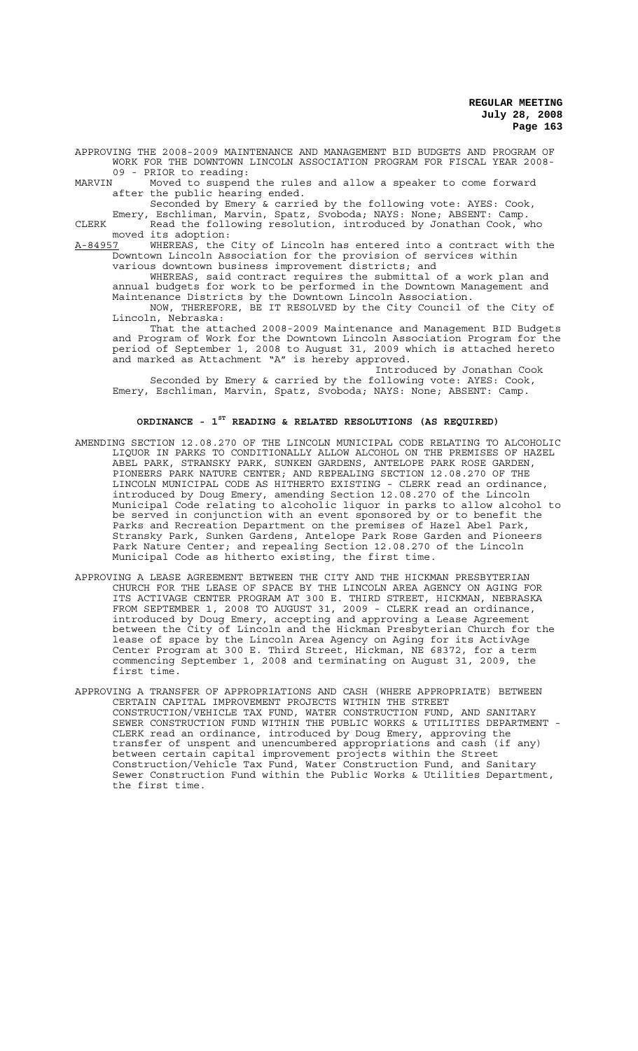APPROVING THE 2008-2009 MAINTENANCE AND MANAGEMENT BID BUDGETS AND PROGRAM OF WORK FOR THE DOWNTOWN LINCOLN ASSOCIATION PROGRAM FOR FISCAL YEAR 2008-09 - PRIOR to reading:

MARVIN Moved to suspend the rules and allow a speaker to come forward after the public hearing ended.

Seconded by Emery & carried by the following vote: AYES: Cook, Emery, Eschliman, Marvin, Spatz, Svoboda; NAYS: None; ABSENT: Camp.

CLERK Read the following resolution, introduced by Jonathan Cook, who moved its adoption:

A-84957 WHEREAS, the City of Lincoln has entered into a contract with the Downtown Lincoln Association for the provision of services within various downtown business improvement districts; and

WHEREAS, said contract requires the submittal of a work plan and annual budgets for work to be performed in the Downtown Management and Maintenance Districts by the Downtown Lincoln Association.

NOW, THEREFORE, BE IT RESOLVED by the City Council of the City of Lincoln, Nebraska:

That the attached 2008-2009 Maintenance and Management BID Budgets and Program of Work for the Downtown Lincoln Association Program for the period of September 1, 2008 to August 31, 2009 which is attached hereto and marked as Attachment "A" is hereby approved.

Introduced by Jonathan Cook

Seconded by Emery & carried by the following vote: AYES: Cook, Emery, Eschliman, Marvin, Spatz, Svoboda; NAYS: None; ABSENT: Camp.

## ORDINANCE - 1ST READING & RELATED RESOLUTIONS (AS REQUIRED)

AMENDING SECTION 12.08.270 OF THE LINCOLN MUNICIPAL CODE RELATING TO ALCOHOLIC LIQUOR IN PARKS TO CONDITIONALLY ALLOW ALCOHOL ON THE PREMISES OF HAZEL ABEL PARK, STRANSKY PARK, SUNKEN GARDENS, ANTELOPE PARK ROSE GARDEN, PIONEERS PARK NATURE CENTER; AND REPEALING SECTION 12.08.270 OF THE LINCOLN MUNICIPAL CODE AS HITHERTO EXISTING - CLERK read an ordinance, introduced by Doug Emery, amending Section 12.08.270 of the Lincoln Municipal Code relating to alcoholic liquor in parks to allow alcohol to be served in conjunction with an event sponsored by or to benefit the Parks and Recreation Department on the premises of Hazel Abel Park, Stransky Park, Sunken Gardens, Antelope Park Rose Garden and Pioneers Park Nature Center; and repealing Section 12.08.270 of the Lincoln Municipal Code as hitherto existing, the first time.

APPROVING A LEASE AGREEMENT BETWEEN THE CITY AND THE HICKMAN PRESBYTERIAN CHURCH FOR THE LEASE OF SPACE BY THE LINCOLN AREA AGENCY ON AGING FOR ITS ACTIVAGE CENTER PROGRAM AT 300 E. THIRD STREET, HICKMAN, NEBRASKA FROM SEPTEMBER 1, 2008 TO AUGUST 31, 2009 - CLERK read an ordinance, introduced by Doug Emery, accepting and approving a Lease Agreement between the City of Lincoln and the Hickman Presbyterian Church for the lease of space by the Lincoln Area Agency on Aging for its ActivAge Center Program at 300 E. Third Street, Hickman, NE 68372, for a term commencing September 1, 2008 and terminating on August 31, 2009, the first time.

APPROVING A TRANSFER OF APPROPRIATIONS AND CASH (WHERE APPROPRIATE) BETWEEN CERTAIN CAPITAL IMPROVEMENT PROJECTS WITHIN THE STREET CONSTRUCTION/VEHICLE TAX FUND, WATER CONSTRUCTION FUND, AND SANITARY SEWER CONSTRUCTION FUND WITHIN THE PUBLIC WORKS & UTILITIES DEPARTMENT - CLERK read an ordinance, introduced by Doug Emery, approving the transfer of unspent and unencumbered appropriations and cash (if any) between certain capital improvement projects within the Street Construction/Vehicle Tax Fund, Water Construction Fund, and Sanitary Sewer Construction Fund within the Public Works & Utilities Department, the first time.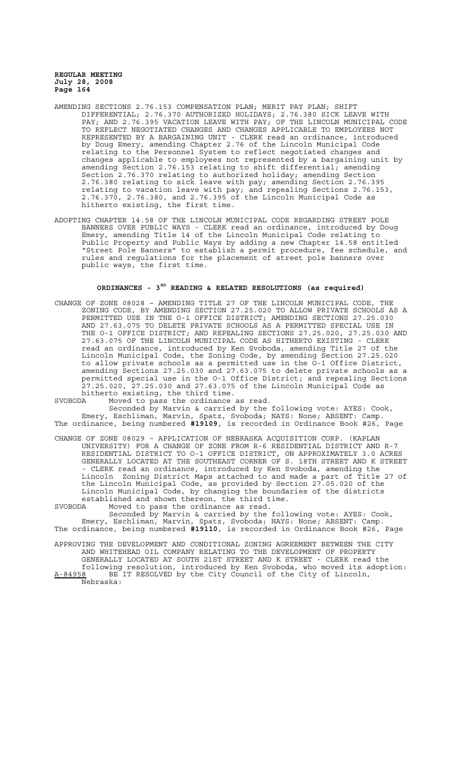AMENDING SECTIONS 2.76.153 COMPENSATION PLAN; MERIT PAY PLAN; SHIFT DIFFERENTIAL; 2.76.370 AUTHORIZED HOLIDAYS; 2.76.380 SICK LEAVE WITH PAY; AND 2.76.395 VACATION LEAVE WITH PAY; OF THE LINCOLN MUNICIPAL CODE TO REFLECT NEGOTIATED CHANGES AND CHANGES APPLICABLE TO EMPLOYEES NOT REPRESENTED BY A BARGAINING UNIT - CLERK read an ordinance, introduced by Doug Emery, amending Chapter 2.76 of the Lincoln Municipal Code relating to the Personnel System to reflect negotiated changes and changes applicable to employees not represented by a bargaining unit by amending Section 2.76.153 relating to shift differential; amending Section 2.76.370 relating to authorized holiday; amending Section 2.76.380 relating to sick leave with pay; amending Section 2.76.395 relating to vacation leave with pay; and repealing Sections 2.76.153, 2.76.370, 2.76.380, and 2.76.395 of the Lincoln Municipal Code as hitherto existing, the first time.

ADOPTING CHAPTER 14.58 OF THE LINCOLN MUNICIPAL CODE REGARDING STREET POLE BANNERS OVER PUBLIC WAYS - CLERK read an ordinance, introduced by Doug Emery, amending Title 14 of the Lincoln Municipal Code relating to Public Property and Public Ways by adding a new Chapter 14.58 entitled "Street Pole Banners" to establish a permit procedure, fee schedule, and rules and regulations for the placement of street pole banners over public ways, the first time.

## ORDINANCES - 3RD READING & RELATED RESOLUTIONS (as required)

CHANGE OF ZONE 08028 – AMENDING TITLE 27 OF THE LINCOLN MUNICIPAL CODE, THE ZONING CODE, BY AMENDING SECTION 27.25.020 TO ALLOW PRIVATE SCHOOLS AS A PERMITTED USE IN THE O-1 OFFICE DISTRICT; AMENDING SECTIONS 27.25.030 AND 27.63.075 TO DELETE PRIVATE SCHOOLS AS A PERMITTED SPECIAL USE IN THE O-1 OFFICE DISTRICT; AND REPEALING SECTIONS 27.25.020, 27.25.030 AND 27.63.075 OF THE LINCOLN MUNICIPAL CODE AS HITHERTO EXISTING - CLERK read an ordinance, introduced by Ken Svoboda, amending Title 27 of the Lincoln Municipal Code, the Zoning Code, by amending Section 27.25.020 to allow private schools as a permitted use in the O-1 Office District, amending Sections 27.25.030 and 27.63.075 to delete private schools as a permitted special use in the O-1 Office District; and repealing Sections 27.25.020, 27.25.030 and 27.63.075 of the Lincoln Municipal Code as hitherto existing, the third time.

SVOBODA Moved to pass the ordinance as read.

Seconded by Marvin & carried by the following vote: AYES: Cook, Emery, Eschliman, Marvin, Spatz, Svoboda; NAYS: None; ABSENT: Camp.
The ordinance, being numbered **#19109**, is recorded in Ordinance Book #26, Page

CHANGE OF ZONE 08029 – APPLICATION OF NEBRASKA ACQUISITION CORP. (KAPLAN UNIVERSITY) FOR A CHANGE OF ZONE FROM R-6 RESIDENTIAL DISTRICT AND R-7 RESIDENTIAL DISTRICT TO O-1 OFFICE DISTRICT, ON APPROXIMATELY 3.0 ACRES GENERALLY LOCATED AT THE SOUTHEAST CORNER OF S. 18TH STREET AND K STREET - CLERK read an ordinance, introduced by Ken Svoboda, amending the Lincoln Zoning District Maps attached to and made a part of Title 27 of the Lincoln Municipal Code, as provided by Section 27.05.020 of the Lincoln Municipal Code, by changing the boundaries of the districts established and shown thereon, the third time.

SVOBODA Moved to pass the ordinance as read.

Seconded by Marvin & carried by the following vote: AYES: Cook, Emery, Eschliman, Marvin, Spatz, Svoboda; NAYS: None; ABSENT: Camp.
The ordinance, being numbered **#19110**, is recorded in Ordinance Book #26, Page

APPROVING THE DEVELOPMENT AND CONDITIONAL ZONING AGREEMENT BETWEEN THE CITY AND WHITEHEAD OIL COMPANY RELATING TO THE DEVELOPMENT OF PROPERTY GENERALLY LOCATED AT SOUTH 21ST STREET AND K STREET - CLERK read the following resolution, introduced by Ken Svoboda, who moved its adoption:

A-84958 BE IT RESOLVED by the City Council of the City of Lincoln, Nebraska: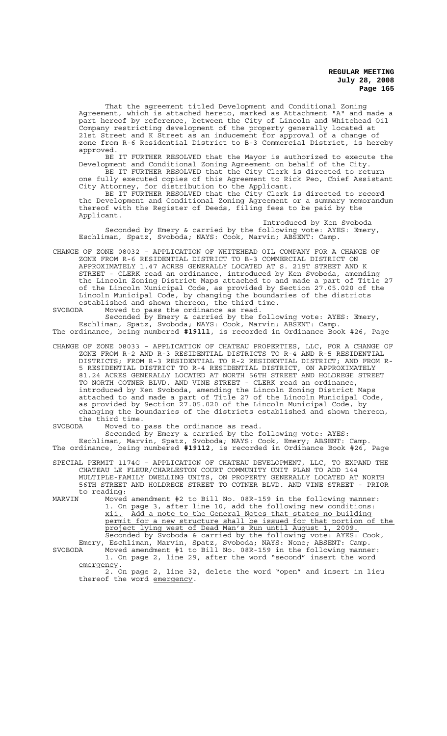That the agreement titled Development and Conditional Zoning Agreement, which is attached hereto, marked as Attachment "A" and made a part hereof by reference, between the City of Lincoln and Whitehead Oil Company restricting development of the property generally located at 21st Street and K Street as an inducement for approval of a change of zone from R-6 Residential District to B-3 Commercial District, is hereby approved.

BE IT FURTHER RESOLVED that the Mayor is authorized to execute the Development and Conditional Zoning Agreement on behalf of the City.

BE IT FURTHER RESOLVED that the City Clerk is directed to return one fully executed copies of this Agreement to Rick Peo, Chief Assistant City Attorney, for distribution to the Applicant.

BE IT FURTHER RESOLVED that the City Clerk is directed to record the Development and Conditional Zoning Agreement or a summary memorandum thereof with the Register of Deeds, filing fees to be paid by the Applicant.

Introduced by Ken Svoboda

Seconded by Emery & carried by the following vote: AYES: Emery, Eschliman, Spatz, Svoboda; NAYS: Cook, Marvin; ABSENT: Camp.

CHANGE OF ZONE 08032 – APPLICATION OF WHITEHEAD OIL COMPANY FOR A CHANGE OF ZONE FROM R-6 RESIDENTIAL DISTRICT TO B-3 COMMERCIAL DISTRICT ON APPROXIMATELY 1.47 ACRES GENERALLY LOCATED AT S. 21ST STREET AND K STREET - CLERK read an ordinance, introduced by Ken Svoboda, amending the Lincoln Zoning District Maps attached to and made a part of Title 27 of the Lincoln Municipal Code, as provided by Section 27.05.020 of the Lincoln Municipal Code, by changing the boundaries of the districts established and shown thereon, the third time.

SVOBODA Moved to pass the ordinance as read.

Seconded by Emery & carried by the following vote: AYES: Emery, Eschliman, Spatz, Svoboda; NAYS: Cook, Marvin; ABSENT: Camp.

The ordinance, being numbered **#19111**, is recorded in Ordinance Book #26, Page

CHANGE OF ZONE 08033 – APPLICATION OF CHATEAU PROPERTIES, LLC, FOR A CHANGE OF ZONE FROM R-2 AND R-3 RESIDENTIAL DISTRICTS TO R-4 AND R-5 RESIDENTIAL DISTRICTS; FROM R-3 RESIDENTIAL TO R-2 RESIDENTIAL DISTRICT; AND FROM R-5 RESIDENTIAL DISTRICT TO R-4 RESIDENTIAL DISTRICT, ON APPROXIMATELY 81.24 ACRES GENERALLY LOCATED AT NORTH 56TH STREET AND HOLDREGE STREET TO NORTH COTNER BLVD. AND VINE STREET - CLERK read an ordinance, introduced by Ken Svoboda, amending the Lincoln Zoning District Maps attached to and made a part of Title 27 of the Lincoln Municipal Code, as provided by Section 27.05.020 of the Lincoln Municipal Code, by changing the boundaries of the districts established and shown thereon, the third time.

SVOBODA Moved to pass the ordinance as read.

Seconded by Emery & carried by the following vote: AYES: Eschliman, Marvin, Spatz, Svoboda; NAYS: Cook, Emery; ABSENT: Camp.

The ordinance, being numbered **#19112**, is recorded in Ordinance Book #26, Page

SPECIAL PERMIT 1174G – APPLICATION OF CHATEAU DEVELOPMENT, LLC, TO EXPAND THE CHATEAU LE FLEUR/CHARLESTON COURT COMMUNITY UNIT PLAN TO ADD 144 MULTIPLE-FAMILY DWELLING UNITS, ON PROPERTY GENERALLY LOCATED AT NORTH 56TH STREET AND HOLDREGE STREET TO COTNER BLVD. AND VINE STREET - PRIOR to reading:

MARVIN Moved amendment #2 to Bill No. 08R-159 in the following manner:
1. On page 3, after line 10, add the following new conditions:
<u>xii. Add a note to the General Notes that states no building permit for a new structure shall be issued for that portion of the project lying west of Dead Man's Run until August 1, 2009.</u>

Seconded by Svoboda & carried by the following vote: AYES: Cook, Emery, Eschliman, Marvin, Spatz, Svoboda; NAYS: None; ABSENT: Camp.

SVOBODA Moved amendment #1 to Bill No. 08R-159 in the following manner:
1. On page 2, line 29, after the word "second" insert the word <u>emergency</u>.
2. On page 2, line 32, delete the word "open" and insert in lieu thereof the word <u>emergency</u>.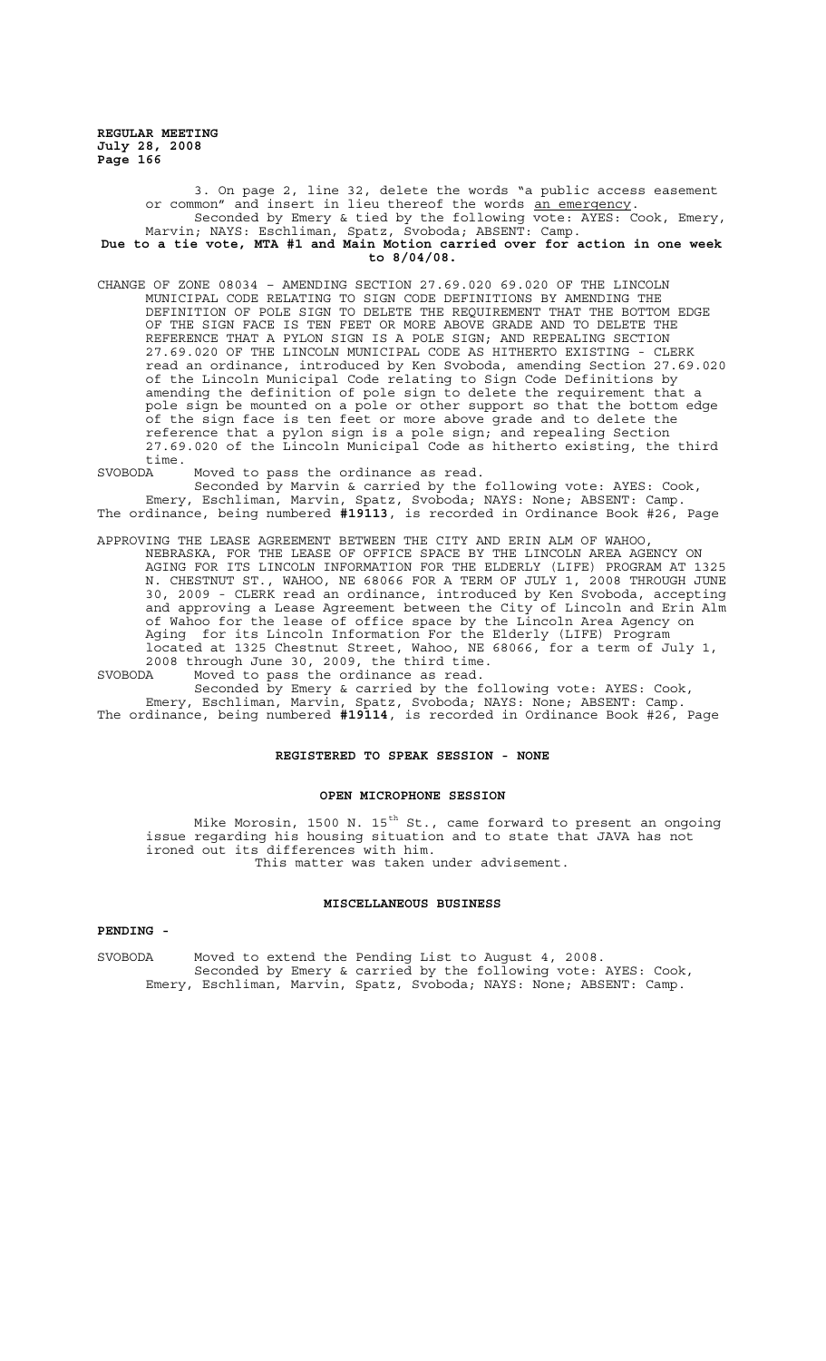3. On page 2, line 32, delete the words "a public access easement or common" and insert in lieu thereof the words an emergency.

Seconded by Emery & tied by the following vote: AYES: Cook, Emery, Marvin; NAYS: Eschliman, Spatz, Svoboda; ABSENT: Camp.

**Due to a tie vote, MTA #1 and Main Motion carried over for action in one week to 8/04/08.**

CHANGE OF ZONE 08034 – AMENDING SECTION 27.69.020 69.020 OF THE LINCOLN MUNICIPAL CODE RELATING TO SIGN CODE DEFINITIONS BY AMENDING THE DEFINITION OF POLE SIGN TO DELETE THE REQUIREMENT THAT THE BOTTOM EDGE OF THE SIGN FACE IS TEN FEET OR MORE ABOVE GRADE AND TO DELETE THE REFERENCE THAT A PYLON SIGN IS A POLE SIGN; AND REPEALING SECTION 27.69.020 OF THE LINCOLN MUNICIPAL CODE AS HITHERTO EXISTING - CLERK read an ordinance, introduced by Ken Svoboda, amending Section 27.69.020 of the Lincoln Municipal Code relating to Sign Code Definitions by amending the definition of pole sign to delete the requirement that a pole sign be mounted on a pole or other support so that the bottom edge of the sign face is ten feet or more above grade and to delete the reference that a pylon sign is a pole sign; and repealing Section 27.69.020 of the Lincoln Municipal Code as hitherto existing, the third time.

SVOBODA Moved to pass the ordinance as read.

Seconded by Marvin & carried by the following vote: AYES: Cook, Emery, Eschliman, Marvin, Spatz, Svoboda; NAYS: None; ABSENT: Camp.

The ordinance, being numbered **#19113**, is recorded in Ordinance Book #26, Page

APPROVING THE LEASE AGREEMENT BETWEEN THE CITY AND ERIN ALM OF WAHOO, NEBRASKA, FOR THE LEASE OF OFFICE SPACE BY THE LINCOLN AREA AGENCY ON AGING FOR ITS LINCOLN INFORMATION FOR THE ELDERLY (LIFE) PROGRAM AT 1325 N. CHESTNUT ST., WAHOO, NE 68066 FOR A TERM OF JULY 1, 2008 THROUGH JUNE 30, 2009 - CLERK read an ordinance, introduced by Ken Svoboda, accepting and approving a Lease Agreement between the City of Lincoln and Erin Alm of Wahoo for the lease of office space by the Lincoln Area Agency on Aging for its Lincoln Information For the Elderly (LIFE) Program located at 1325 Chestnut Street, Wahoo, NE 68066, for a term of July 1, 2008 through June 30, 2009, the third time.

SVOBODA Moved to pass the ordinance as read.

Seconded by Emery & carried by the following vote: AYES: Cook, Emery, Eschliman, Marvin, Spatz, Svoboda; NAYS: None; ABSENT: Camp.

The ordinance, being numbered **#19114**, is recorded in Ordinance Book #26, Page

## REGISTERED TO SPEAK SESSION - NONE

## OPEN MICROPHONE SESSION

Mike Morosin, 1500 N. 15th St., came forward to present an ongoing issue regarding his housing situation and to state that JAVA has not ironed out its differences with him.

This matter was taken under advisement.

## MISCELLANEOUS BUSINESS

**PENDING -**

SVOBODA Moved to extend the Pending List to August 4, 2008.

Seconded by Emery & carried by the following vote: AYES: Cook, Emery, Eschliman, Marvin, Spatz, Svoboda; NAYS: None; ABSENT: Camp.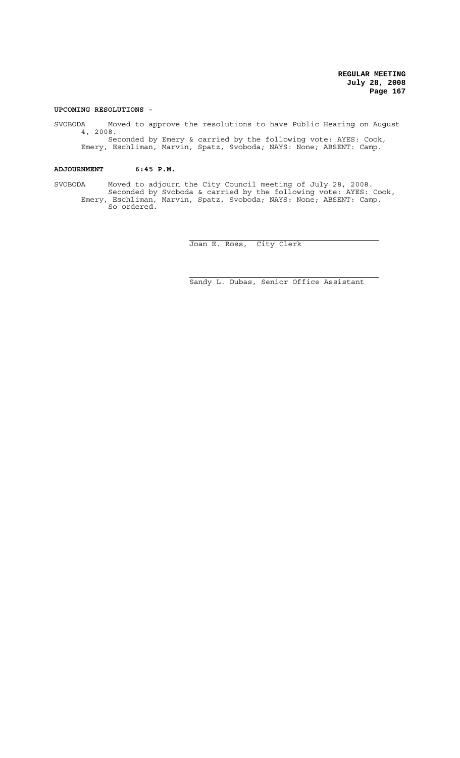**UPCOMING RESOLUTIONS -**

SVOBODA Moved to approve the resolutions to have Public Hearing on August 4, 2008.
Seconded by Emery & carried by the following vote: AYES: Cook, Emery, Eschliman, Marvin, Spatz, Svoboda; NAYS: None; ABSENT: Camp.

**ADJOURNMENT 6:45 P.M.**

SVOBODA Moved to adjourn the City Council meeting of July 28, 2008.
Seconded by Svoboda & carried by the following vote: AYES: Cook, Emery, Eschliman, Marvin, Spatz, Svoboda; NAYS: None; ABSENT: Camp.
So ordered.

Joan E. Ross, City Clerk

Sandy L. Dubas, Senior Office Assistant